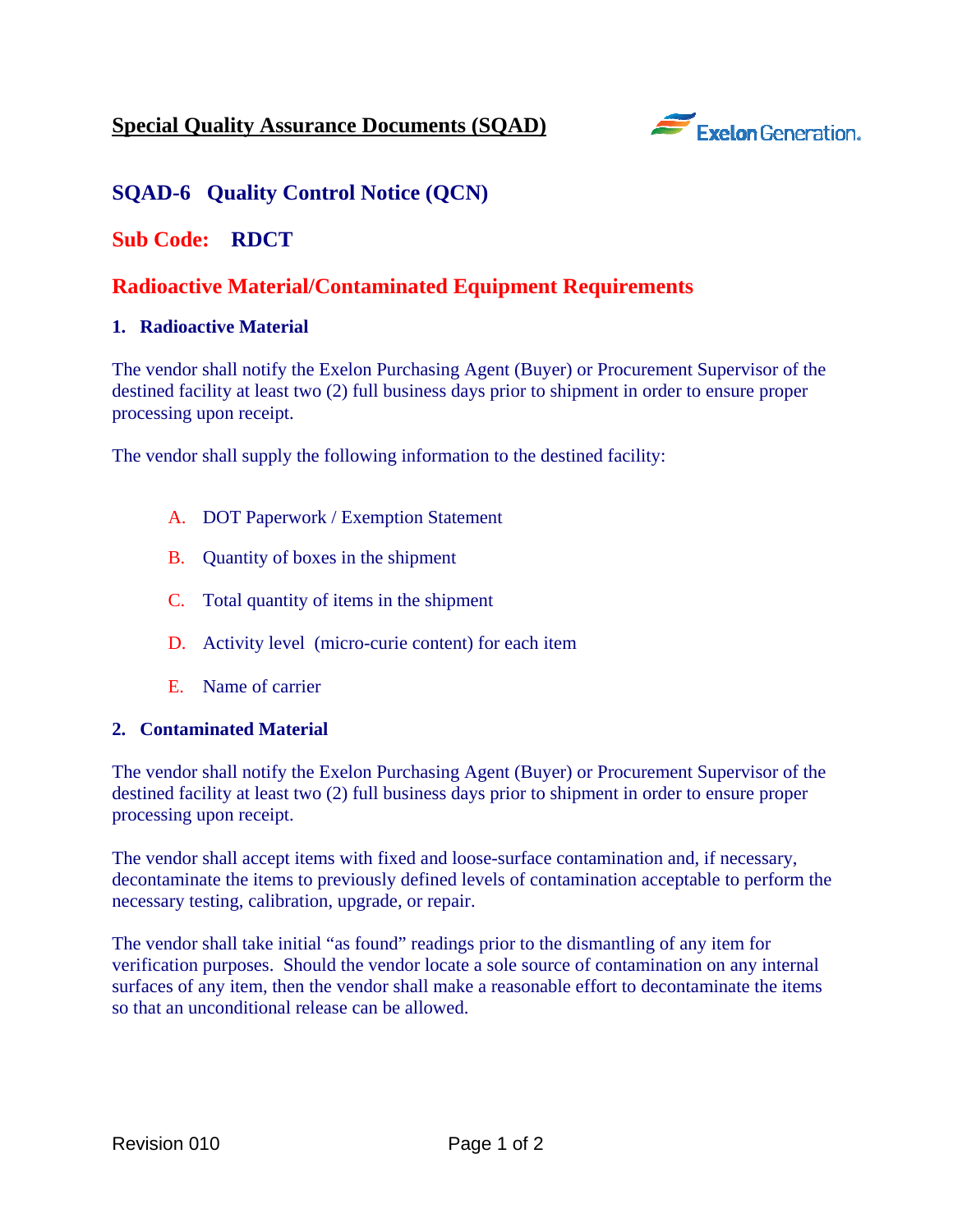# Special Quality Assurance Documents (SQAD)

## SQAD-6 Quality Control Notice (QCN)

## Sub Code: RDCT

## Radioactive Material/Contaminated Equipment Requirements

### 1. Radioactive Material

The vendor shall notify the Exelon Purchasing Agent (Buyer) or Procurement Supervisor of the destined facility at least two (2) full business days prior to shipment in order to ensure proper processing upon receipt.

The vendor shall supply the following information to the destined facility:

- A. DOT Paperwork / Exemption Statement
- B. Quantity of boxes in the shipment
- C. Total quantity of items in the shipment
- D. Activity level (micro-curie content) for each item
- E. Name of carrier

### 2. Contaminated Material

The vendor shall notify the Exelon Purchasing Agent (Buyer) or Procurement Supervisor of the destined facility at least two (2) full business days prior to shipment in order to ensure proper processing upon receipt.

The vendor shall accept items with fixed and loose-surface contamination and, if necessary, decontaminate the items to previously defined levels of contamination acceptable to perform the necessary testing, calibration, upgrade, or repair.

The vendor shall take initial “as found” readings prior to the dismantling of any item for verification purposes. Should the vendor locate a sole source of contamination on any internal surfaces of any item, then the vendor shall make a reasonable effort to decontaminate the items so that an unconditional release can be allowed.

Revision 010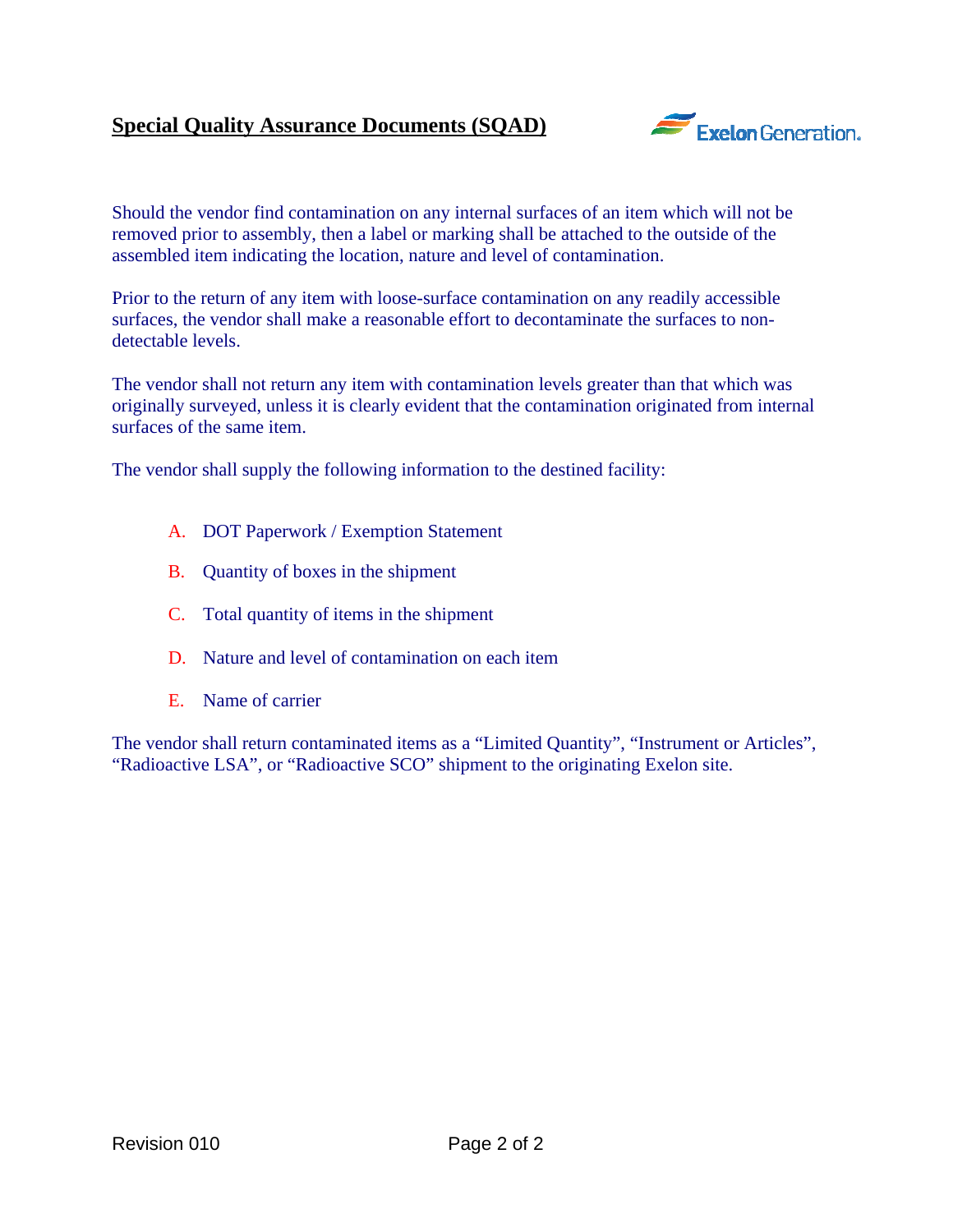Should the vendor find contamination on any internal surfaces of an item which will not be removed prior to assembly, then a label or marking shall be attached to the outside of the assembled item indicating the location, nature and level of contamination.

Prior to the return of any item with loose-surface contamination on any readily accessible surfaces, the vendor shall make a reasonable effort to decontaminate the surfaces to non-detectable levels.

The vendor shall not return any item with contamination levels greater than that which was originally surveyed, unless it is clearly evident that the contamination originated from internal surfaces of the same item.

The vendor shall supply the following information to the destined facility:

A. DOT Paperwork / Exemption Statement

B. Quantity of boxes in the shipment

C. Total quantity of items in the shipment

D. Nature and level of contamination on each item

E. Name of carrier

The vendor shall return contaminated items as a "Limited Quantity", "Instrument or Articles", "Radioactive LSA", or "Radioactive SCO" shipment to the originating Exelon site.